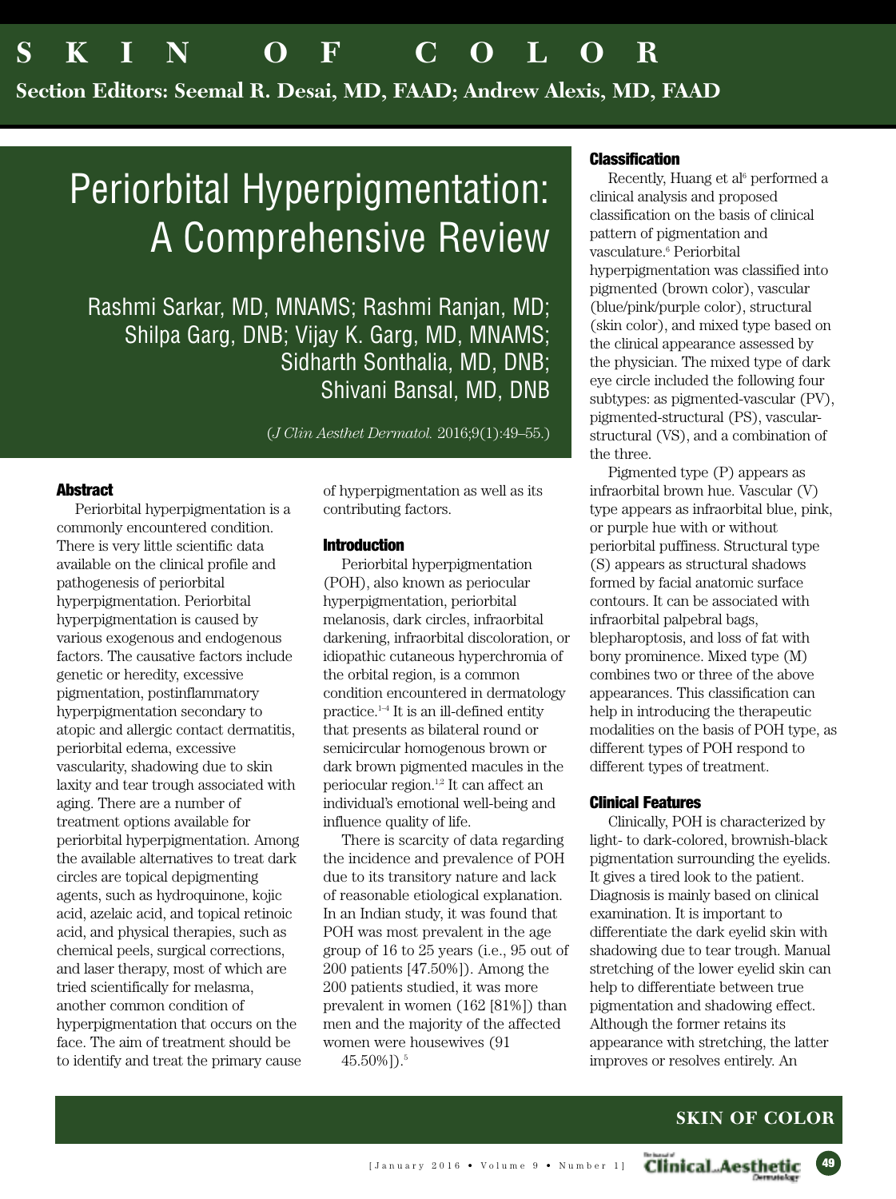SKIN OF COLOR

**Section Editors: Seemal R. Desai, MD, FAAD; Andrew Alexis, MD, FAAD**

# Periorbital Hyperpigmentation: A Comprehensive Review

Rashmi Sarkar, MD, MNAMS; Rashmi Ranjan, MD; Shilpa Garg, DNB; Vijay K. Garg, MD, MNAMS; Sidharth Sonthalia, MD, DNB; Shivani Bansal, MD, DNB

(*J Clin Aesthet Dermatol.* 2016;9(1):49–55.)

## Abstract

Periorbital hyperpigmentation is a commonly encountered condition. There is very little scientific data available on the clinical profile and pathogenesis of periorbital hyperpigmentation. Periorbital hyperpigmentation is caused by various exogenous and endogenous factors. The causative factors include genetic or heredity, excessive pigmentation, postinflammatory hyperpigmentation secondary to atopic and allergic contact dermatitis, periorbital edema, excessive vascularity, shadowing due to skin laxity and tear trough associated with aging. There are a number of treatment options available for periorbital hyperpigmentation. Among the available alternatives to treat dark circles are topical depigmenting agents, such as hydroquinone, kojic acid, azelaic acid, and topical retinoic acid, and physical therapies, such as chemical peels, surgical corrections, and laser therapy, most of which are tried scientifically for melasma, another common condition of hyperpigmentation that occurs on the face. The aim of treatment should be to identify and treat the primary cause of hyperpigmentation as well as its contributing factors.

## Introduction

Periorbital hyperpigmentation (POH), also known as periocular hyperpigmentation, periorbital melanosis, dark circles, infraorbital darkening, infraorbital discoloration, or idiopathic cutaneous hyperchromia of the orbital region, is a common condition encountered in dermatology practice.[1–4] It is an ill-defined entity that presents as bilateral round or semicircular homogenous brown or dark brown pigmented macules in the periocular region.[1,2] It can affect an individual's emotional well-being and influence quality of life.

There is scarcity of data regarding the incidence and prevalence of POH due to its transitory nature and lack of reasonable etiological explanation. In an Indian study, it was found that POH was most prevalent in the age group of 16 to 25 years (i.e., 95 out of 200 patients [47.50%]). Among the 200 patients studied, it was more prevalent in women (162 [81%]) than men and the majority of the affected women were housewives (91 45.50%]).[5]

## Classification

Recently, Huang et al[6] performed a clinical analysis and proposed classification on the basis of clinical pattern of pigmentation and vasculature.[6] Periorbital hyperpigmentation was classified into pigmented (brown color), vascular (blue/pink/purple color), structural (skin color), and mixed type based on the clinical appearance assessed by the physician. The mixed type of dark eye circle included the following four subtypes: as pigmented-vascular (PV), pigmented-structural (PS), vascular-structural (VS), and a combination of the three.

Pigmented type (P) appears as infraorbital brown hue. Vascular (V) type appears as infraorbital blue, pink, or purple hue with or without periorbital puffiness. Structural type (S) appears as structural shadows formed by facial anatomic surface contours. It can be associated with infraorbital palpebral bags, blepharoptosis, and loss of fat with bony prominence. Mixed type (M) combines two or three of the above appearances. This classification can help in introducing the therapeutic modalities on the basis of POH type, as different types of POH respond to different types of treatment.

## Clinical Features

Clinically, POH is characterized by light- to dark-colored, brownish-black pigmentation surrounding the eyelids. It gives a tired look to the patient. Diagnosis is mainly based on clinical examination. It is important to differentiate the dark eyelid skin with shadowing due to tear trough. Manual stretching of the lower eyelid skin can help to differentiate between true pigmentation and shadowing effect. Although the former retains its appearance with stretching, the latter improves or resolves entirely. An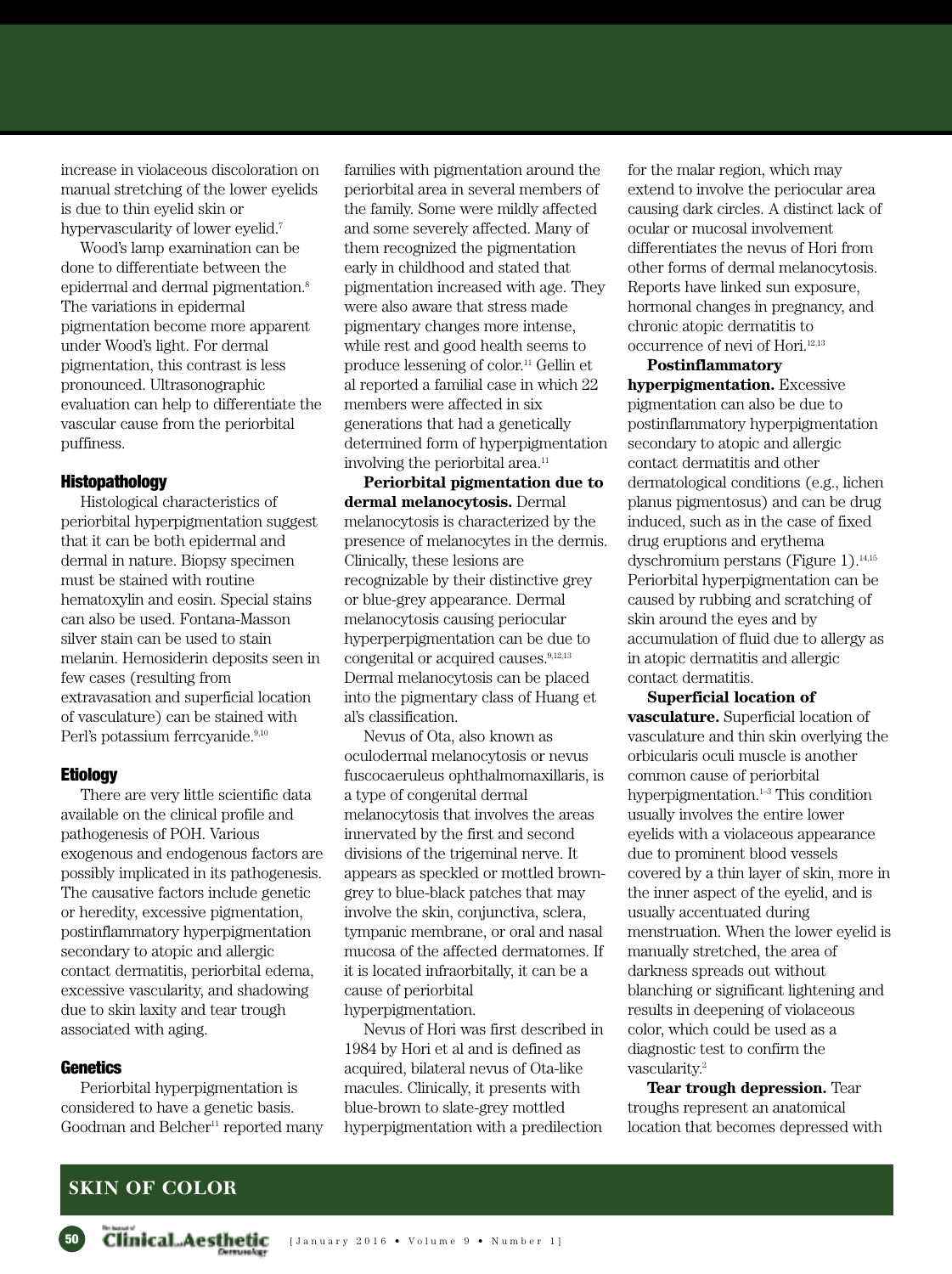increase in violaceous discoloration on manual stretching of the lower eyelids is due to thin eyelid skin or hypervascularity of lower eyelid.[7]

Wood's lamp examination can be done to differentiate between the epidermal and dermal pigmentation.[8] The variations in epidermal pigmentation become more apparent under Wood's light. For dermal pigmentation, this contrast is less pronounced. Ultrasonographic evaluation can help to differentiate the vascular cause from the periorbital puffiness.

## Histopathology

Histological characteristics of periorbital hyperpigmentation suggest that it can be both epidermal and dermal in nature. Biopsy specimen must be stained with routine hematoxylin and eosin. Special stains can also be used. Fontana-Masson silver stain can be used to stain melanin. Hemosiderin deposits seen in few cases (resulting from extravasation and superficial location of vasculature) can be stained with Perl's potassium ferrcyanide.[9,10]

## Etiology

There are very little scientific data available on the clinical profile and pathogenesis of POH. Various exogenous and endogenous factors are possibly implicated in its pathogenesis. The causative factors include genetic or heredity, excessive pigmentation, postinflammatory hyperpigmentation secondary to atopic and allergic contact dermatitis, periorbital edema, excessive vascularity, and shadowing due to skin laxity and tear trough associated with aging.

## Genetics

Periorbital hyperpigmentation is considered to have a genetic basis. Goodman and Belcher[11] reported many families with pigmentation around the periorbital area in several members of the family. Some were mildly affected and some severely affected. Many of them recognized the pigmentation early in childhood and stated that pigmentation increased with age. They were also aware that stress made pigmentary changes more intense, while rest and good health seems to produce lessening of color.[11] Gellin et al reported a familial case in which 22 members were affected in six generations that had a genetically determined form of hyperpigmentation involving the periorbital area.[11]

**Periorbital pigmentation due to dermal melanocytosis.** Dermal melanocytosis is characterized by the presence of melanocytes in the dermis. Clinically, these lesions are recognizable by their distinctive grey or blue-grey appearance. Dermal melanocytosis causing periocular hyperperpigmentation can be due to congenital or acquired causes.[9,12,13] Dermal melanocytosis can be placed into the pigmentary class of Huang et al's classification.

Nevus of Ota, also known as oculodermal melanocytosis or nevus fuscocaeruleus ophthalmomaxillaris, is a type of congenital dermal melanocytosis that involves the areas innervated by the first and second divisions of the trigeminal nerve. It appears as speckled or mottled brown-grey to blue-black patches that may involve the skin, conjunctiva, sclera, tympanic membrane, or oral and nasal mucosa of the affected dermatomes. If it is located infraorbitally, it can be a cause of periorbital hyperpigmentation.

Nevus of Hori was first described in 1984 by Hori et al and is defined as acquired, bilateral nevus of Ota-like macules. Clinically, it presents with blue-brown to slate-grey mottled hyperpigmentation with a predilection for the malar region, which may extend to involve the periocular area causing dark circles. A distinct lack of ocular or mucosal involvement differentiates the nevus of Hori from other forms of dermal melanocytosis. Reports have linked sun exposure, hormonal changes in pregnancy, and chronic atopic dermatitis to occurrence of nevi of Hori.[12,13]

**Postinflammatory hyperpigmentation.** Excessive pigmentation can also be due to postinflammatory hyperpigmentation secondary to atopic and allergic contact dermatitis and other dermatological conditions (e.g., lichen planus pigmentosus) and can be drug induced, such as in the case of fixed drug eruptions and erythema dyschromium perstans (Figure 1).[14,15] Periorbital hyperpigmentation can be caused by rubbing and scratching of skin around the eyes and by accumulation of fluid due to allergy as in atopic dermatitis and allergic contact dermatitis.

**Superficial location of vasculature.** Superficial location of vasculature and thin skin overlying the orbicularis oculi muscle is another common cause of periorbital hyperpigmentation.[1–3] This condition usually involves the entire lower eyelids with a violaceous appearance due to prominent blood vessels covered by a thin layer of skin, more in the inner aspect of the eyelid, and is usually accentuated during menstruation. When the lower eyelid is manually stretched, the area of darkness spreads out without blanching or significant lightening and results in deepening of violaceous color, which could be used as a diagnostic test to confirm the vascularity.[2]

**Tear trough depression.** Tear troughs represent an anatomical location that becomes depressed with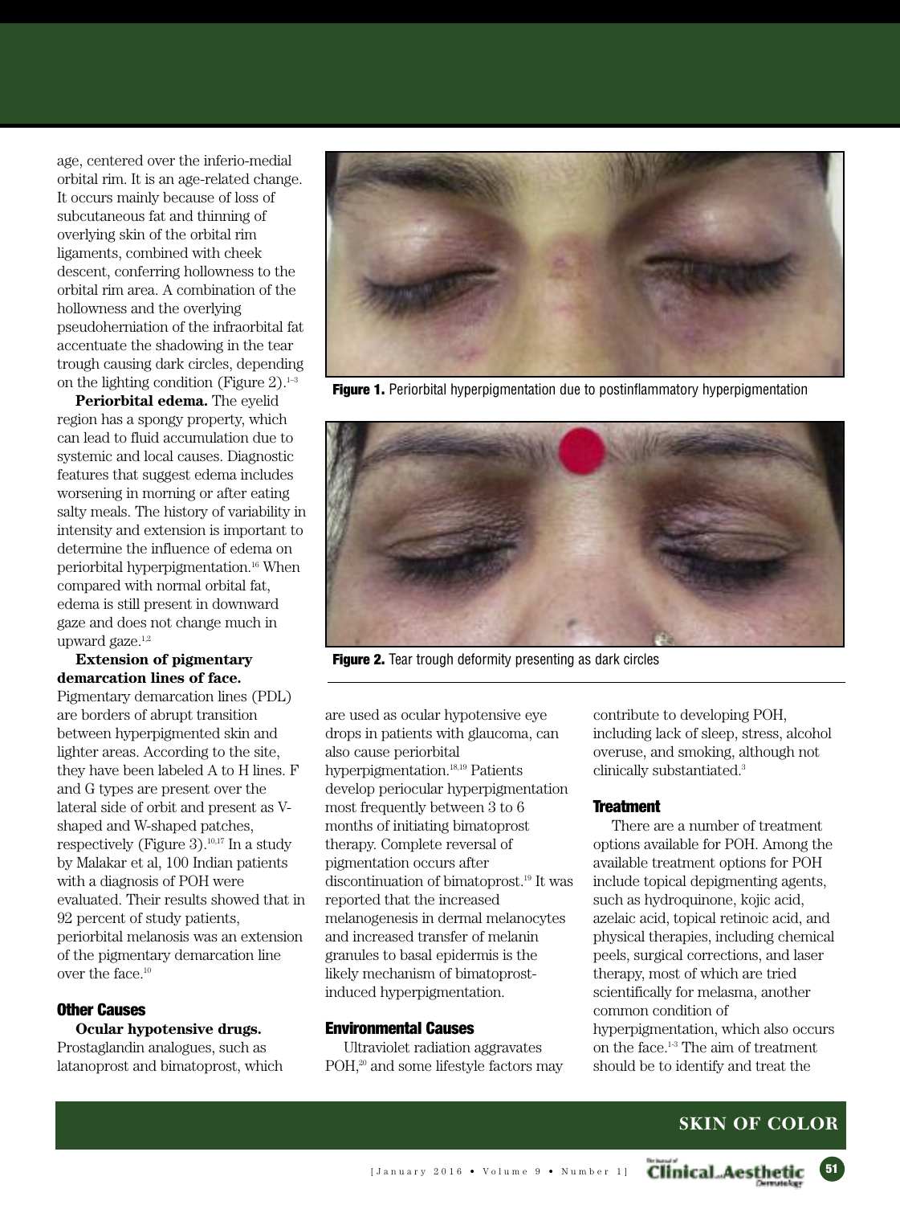age, centered over the inferio-medial orbital rim. It is an age-related change. It occurs mainly because of loss of subcutaneous fat and thinning of overlying skin of the orbital rim ligaments, combined with cheek descent, conferring hollowness to the orbital rim area. A combination of the hollowness and the overlying pseudoherniation of the infraorbital fat accentuate the shadowing in the tear trough causing dark circles, depending on the lighting condition (Figure 2).[1–3]

**Periorbital edema.** The eyelid region has a spongy property, which can lead to fluid accumulation due to systemic and local causes. Diagnostic features that suggest edema includes worsening in morning or after eating salty meals. The history of variability in intensity and extension is important to determine the influence of edema on periorbital hyperpigmentation.[16] When compared with normal orbital fat, edema is still present in downward gaze and does not change much in upward gaze.[1,2]

**Extension of pigmentary demarcation lines of face.** Pigmentary demarcation lines (PDL) are borders of abrupt transition between hyperpigmented skin and lighter areas. According to the site, they have been labeled A to H lines. F and G types are present over the lateral side of orbit and present as V-shaped and W-shaped patches, respectively (Figure 3).[10,17] In a study by Malakar et al, 100 Indian patients with a diagnosis of POH were evaluated. Their results showed that in 92 percent of study patients, periorbital melanosis was an extension of the pigmentary demarcation line over the face.[10]

Figure 1. Periorbital hyperpigmentation due to postinflammatory hyperpigmentation

Figure 2. Tear trough deformity presenting as dark circles

### Other Causes

**Ocular hypotensive drugs.** Prostaglandin analogues, such as latanoprost and bimatoprost, which are used as ocular hypotensive eye drops in patients with glaucoma, can also cause periorbital hyperpigmentation.[18,19] Patients develop periocular hyperpigmentation most frequently between 3 to 6 months of initiating bimatoprost therapy. Complete reversal of pigmentation occurs after discontinuation of bimatoprost.[19] It was reported that the increased melanogenesis in dermal melanocytes and increased transfer of melanin granules to basal epidermis is the likely mechanism of bimatoprost-induced hyperpigmentation.

### Environmental Causes

Ultraviolet radiation aggravates POH,[20] and some lifestyle factors may contribute to developing POH, including lack of sleep, stress, alcohol overuse, and smoking, although not clinically substantiated.[3]

### Treatment

There are a number of treatment options available for POH. Among the available treatment options for POH include topical depigmenting agents, such as hydroquinone, kojic acid, azelaic acid, topical retinoic acid, and physical therapies, including chemical peels, surgical corrections, and laser therapy, most of which are tried scientifically for melasma, another common condition of hyperpigmentation, which also occurs on the face.[1–3] The aim of treatment should be to identify and treat the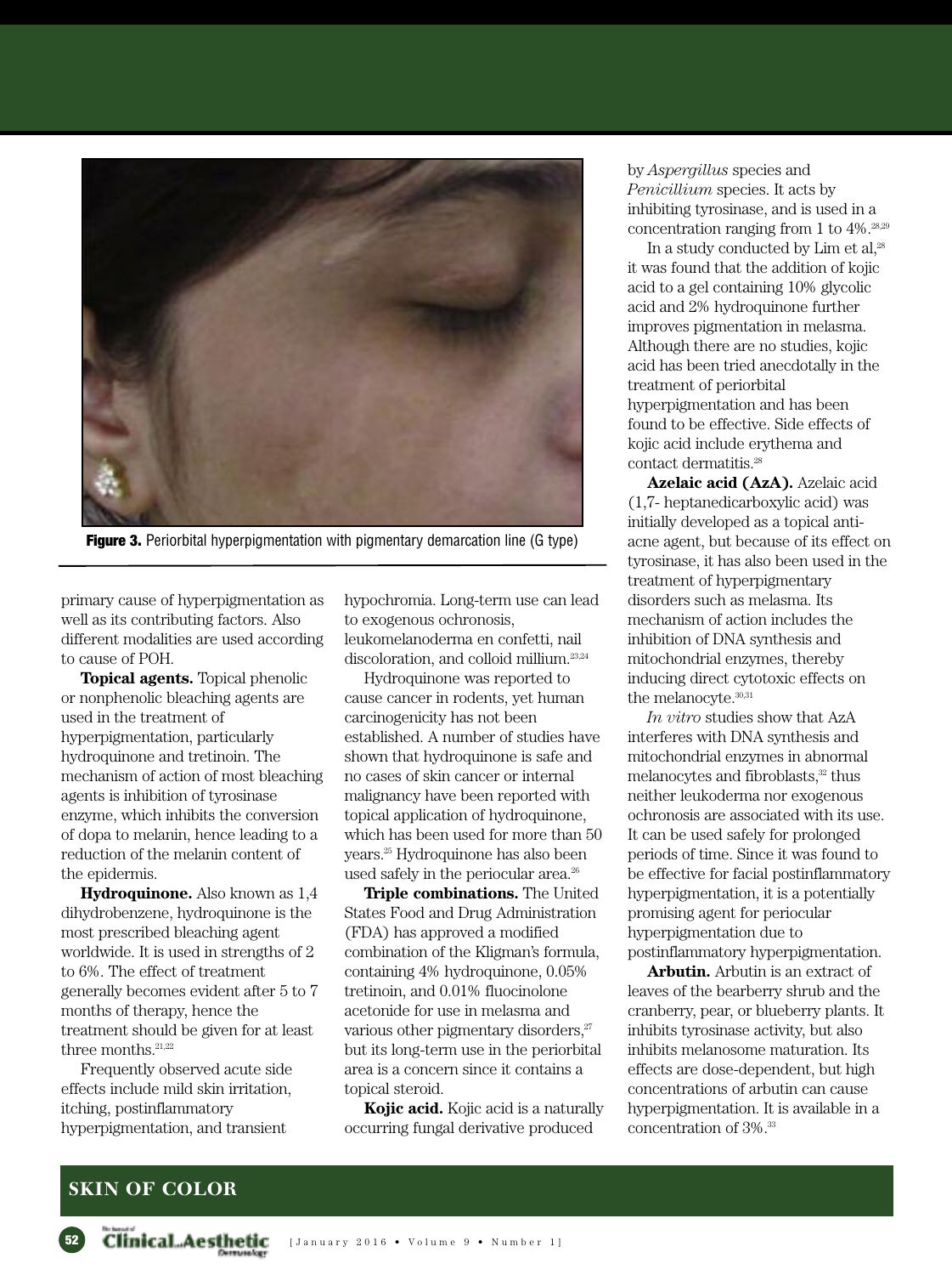Figure 3. Periorbital hyperpigmentation with pigmentary demarcation line (G type)

primary cause of hyperpigmentation as well as its contributing factors. Also different modalities are used according to cause of POH.

**Topical agents.** Topical phenolic or nonphenolic bleaching agents are used in the treatment of hyperpigmentation, particularly hydroquinone and tretinoin. The mechanism of action of most bleaching agents is inhibition of tyrosinase enzyme, which inhibits the conversion of dopa to melanin, hence leading to a reduction of the melanin content of the epidermis.

**Hydroquinone.** Also known as 1,4 dihydrobenzene, hydroquinone is the most prescribed bleaching agent worldwide. It is used in strengths of 2 to 6%. The effect of treatment generally becomes evident after 5 to 7 months of therapy, hence the treatment should be given for at least three months.[21,22]

Frequently observed acute side effects include mild skin irritation, itching, postinflammatory hyperpigmentation, and transient hypochromia. Long-term use can lead to exogenous ochronosis, leukomelanoderma en confetti, nail discoloration, and colloid millium.[23,24]

Hydroquinone was reported to cause cancer in rodents, yet human carcinogenicity has not been established. A number of studies have shown that hydroquinone is safe and no cases of skin cancer or internal malignancy have been reported with topical application of hydroquinone, which has been used for more than 50 years.[25] Hydroquinone has also been used safely in the periocular area.[26]

**Triple combinations.** The United States Food and Drug Administration (FDA) has approved a modified combination of the Kligman's formula, containing 4% hydroquinone, 0.05% tretinoin, and 0.01% fluocinolone acetonide for use in melasma and various other pigmentary disorders,[27] but its long-term use in the periorbital area is a concern since it contains a topical steroid.

**Kojic acid.** Kojic acid is a naturally occurring fungal derivative produced by *Aspergillus* species and *Penicillium* species. It acts by inhibiting tyrosinase, and is used in a concentration ranging from 1 to 4%.[28,29]

In a study conducted by Lim et al,[28] it was found that the addition of kojic acid to a gel containing 10% glycolic acid and 2% hydroquinone further improves pigmentation in melasma. Although there are no studies, kojic acid has been tried anecdotally in the treatment of periorbital hyperpigmentation and has been found to be effective. Side effects of kojic acid include erythema and contact dermatitis.[28]

**Azelaic acid (AzA).** Azelaic acid (1,7- heptanedicarboxylic acid) was initially developed as a topical anti-acne agent, but because of its effect on tyrosinase, it has also been used in the treatment of hyperpigmentary disorders such as melasma. Its mechanism of action includes the inhibition of DNA synthesis and mitochondrial enzymes, thereby inducing direct cytotoxic effects on the melanocyte.[30,31]

*In vitro* studies show that AzA interferes with DNA synthesis and mitochondrial enzymes in abnormal melanocytes and fibroblasts,[32] thus neither leukoderma nor exogenous ochronosis are associated with its use. It can be used safely for prolonged periods of time. Since it was found to be effective for facial postinflammatory hyperpigmentation, it is a potentially promising agent for periocular hyperpigmentation due to postinflammatory hyperpigmentation.

**Arbutin.** Arbutin is an extract of leaves of the bearberry shrub and the cranberry, pear, or blueberry plants. It inhibits tyrosinase activity, but also inhibits melanosome maturation. Its effects are dose-dependent, but high concentrations of arbutin can cause hyperpigmentation. It is available in a concentration of 3%.[33]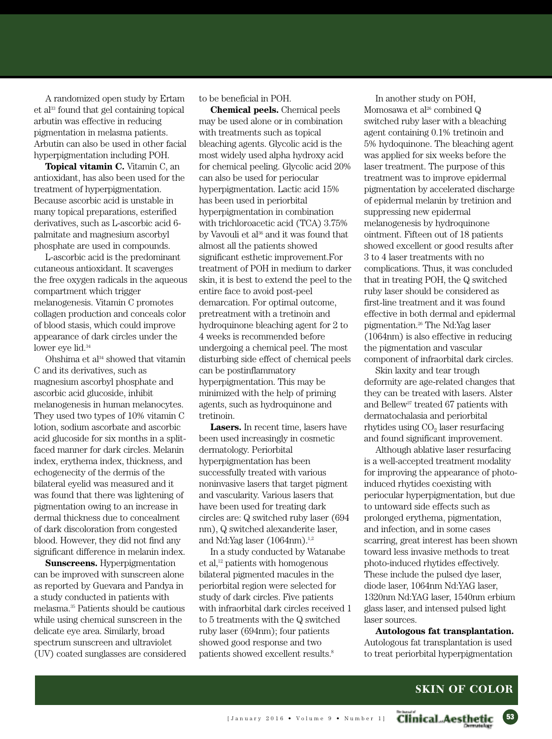A randomized open study by Ertam et al[33] found that gel containing topical arbutin was effective in reducing pigmentation in melasma patients. Arbutin can also be used in other facial hyperpigmentation including POH.

**Topical vitamin C.** Vitamin C, an antioxidant, has also been used for the treatment of hyperpigmentation. Because ascorbic acid is unstable in many topical preparations, esterified derivatives, such as L-ascorbic acid 6-palmitate and magnesium ascorbyl phosphate are used in compounds.

L-ascorbic acid is the predominant cutaneous antioxidant. It scavenges the free oxygen radicals in the aqueous compartment which trigger melanogenesis. Vitamin C promotes collagen production and conceals color of blood stasis, which could improve appearance of dark circles under the lower eye lid.[34]

Ohshima et al[34] showed that vitamin C and its derivatives, such as magnesium ascorbyl phosphate and ascorbic acid glucoside, inhibit melanogenesis in human melanocytes. They used two types of 10% vitamin C lotion, sodium ascorbate and ascorbic acid glucoside for six months in a split-faced manner for dark circles. Melanin index, erythema index, thickness, and echogenecity of the dermis of the bilateral eyelid was measured and it was found that there was lightening of pigmentation owing to an increase in dermal thickness due to concealment of dark discoloration from congested blood. However, they did not find any significant difference in melanin index.

**Sunscreens.** Hyperpigmentation can be improved with sunscreen alone as reported by Guevara and Pandya in a study conducted in patients with melasma.[35] Patients should be cautious while using chemical sunscreen in the delicate eye area. Similarly, broad spectrum sunscreen and ultraviolet (UV) coated sunglasses are considered to be beneficial in POH.

**Chemical peels.** Chemical peels may be used alone or in combination with treatments such as topical bleaching agents. Glycolic acid is the most widely used alpha hydroxy acid for chemical peeling. Glycolic acid 20% can also be used for periocular hyperpigmentation. Lactic acid 15% has been used in periorbital hyperpigmentation in combination with trichloroacetic acid (TCA) 3.75% by Vavouli et al[36] and it was found that almost all the patients showed significant esthetic improvement.For treatment of POH in medium to darker skin, it is best to extend the peel to the entire face to avoid post-peel demarcation. For optimal outcome, pretreatment with a tretinoin and hydroquinone bleaching agent for 2 to 4 weeks is recommended before undergoing a chemical peel. The most disturbing side effect of chemical peels can be postinflammatory hyperpigmentation. This may be minimized with the help of priming agents, such as hydroquinone and tretinoin.

**Lasers.** In recent time, lasers have been used increasingly in cosmetic dermatology. Periorbital hyperpigmentation has been successfully treated with various noninvasive lasers that target pigment and vascularity. Various lasers that have been used for treating dark circles are: Q switched ruby laser (694 nm), Q switched alexanderite laser, and Nd:Yag laser (1064nm).[1,2]

In a study conducted by Watanabe et al,[12] patients with homogenous bilateral pigmented macules in the periorbital region were selected for study of dark circles. Five patients with infraorbital dark circles received 1 to 5 treatments with the Q switched ruby laser (694nm); four patients showed good response and two patients showed excellent results.[8]

In another study on POH, Momosawa et al[26] combined Q switched ruby laser with a bleaching agent containing 0.1% tretinoin and 5% hydoquinone. The bleaching agent was applied for six weeks before the laser treatment. The purpose of this treatment was to improve epidermal pigmentation by accelerated discharge of epidermal melanin by tretinion and suppressing new epidermal melanogenesis by hydroquinone ointment. Fifteen out of 18 patients showed excellent or good results after 3 to 4 laser treatments with no complications. Thus, it was concluded that in treating POH, the Q switched ruby laser should be considered as first-line treatment and it was found effective in both dermal and epidermal pigmentation.[26] The Nd:Yag laser (1064nm) is also effective in reducing the pigmentation and vascular component of infraorbital dark circles.

Skin laxity and tear trough deformity are age-related changes that they can be treated with lasers. Alster and Bellew[37] treated 67 patients with dermatochalasia and periorbital rhytides using $CO_2$ laser resurfacing and found significant improvement.

Although ablative laser resurfacing is a well-accepted treatment modality for improving the appearance of photo-induced rhytides coexisting with periocular hyperpigmentation, but due to untoward side effects such as prolonged erythema, pigmentation, and infection, and in some cases scarring, great interest has been shown toward less invasive methods to treat photo-induced rhytides effectively. These include the pulsed dye laser, diode laser, 1064nm Nd:YAG laser, 1320nm Nd:YAG laser, 1540nm erbium glass laser, and intensed pulsed light laser sources.

**Autologous fat transplantation.** Autologous fat transplantation is used to treat periorbital hyperpigmentation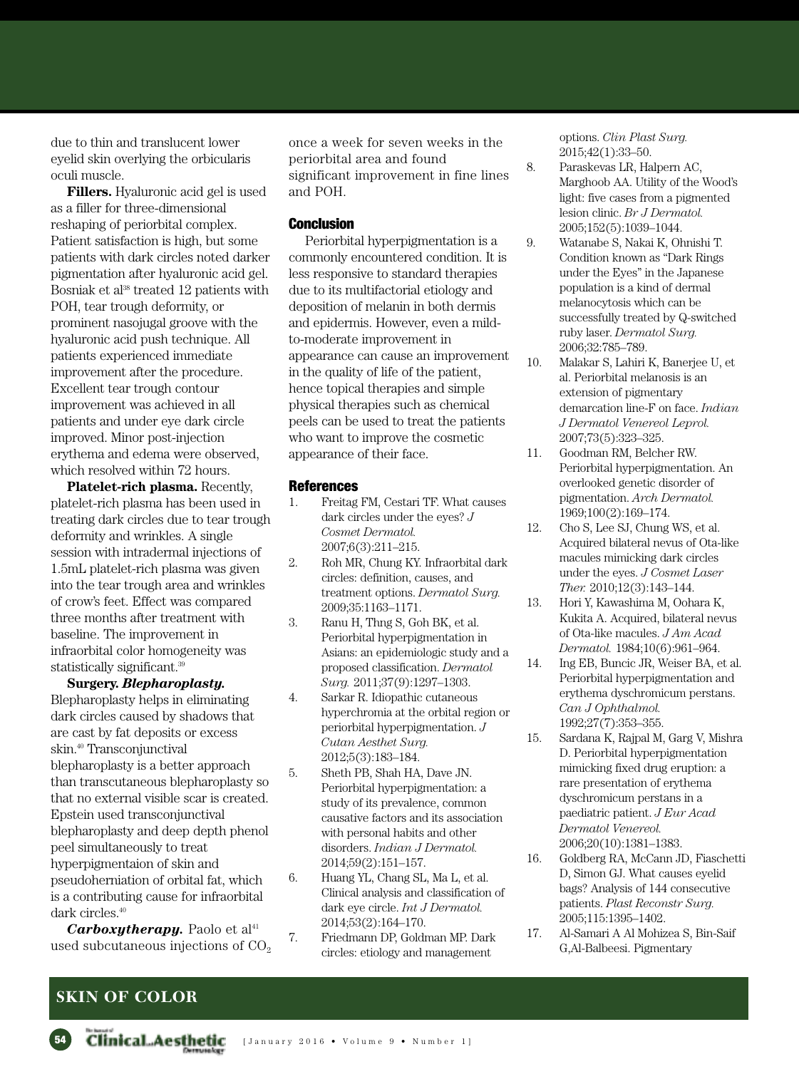due to thin and translucent lower eyelid skin overlying the orbicularis oculi muscle.

**Fillers.** Hyaluronic acid gel is used as a filler for three-dimensional reshaping of periorbital complex. Patient satisfaction is high, but some patients with dark circles noted darker pigmentation after hyaluronic acid gel. Bosniak et al[38] treated 12 patients with POH, tear trough deformity, or prominent nasojugal groove with the hyaluronic acid push technique. All patients experienced immediate improvement after the procedure. Excellent tear trough contour improvement was achieved in all patients and under eye dark circle improved. Minor post-injection erythema and edema were observed, which resolved within 72 hours.

**Platelet-rich plasma.** Recently, platelet-rich plasma has been used in treating dark circles due to tear trough deformity and wrinkles. A single session with intradermal injections of 1.5mL platelet-rich plasma was given into the tear trough area and wrinkles of crow's feet. Effect was compared three months after treatment with baseline. The improvement in infraorbital color homogeneity was statistically significant.[39]

**Surgery. *Blepharoplasty.*** Blepharoplasty helps in eliminating dark circles caused by shadows that are cast by fat deposits or excess skin.[40] Transconjunctival blepharoplasty is a better approach than transcutaneous blepharoplasty so that no external visible scar is created. Epstein used transconjunctival blepharoplasty and deep depth phenol peel simultaneously to treat hyperpigmentaion of skin and pseudoherniation of orbital fat, which is a contributing cause for infraorbital dark circles.[40]

***Carboxytherapy.*** Paolo et al[41] used subcutaneous injections of $CO_2$ once a week for seven weeks in the periorbital area and found significant improvement in fine lines and POH.

## Conclusion

Periorbital hyperpigmentation is a commonly encountered condition. It is less responsive to standard therapies due to its multifactorial etiology and deposition of melanin in both dermis and epidermis. However, even a mild-to-moderate improvement in appearance can cause an improvement in the quality of life of the patient, hence topical therapies and simple physical therapies such as chemical peels can be used to treat the patients who want to improve the cosmetic appearance of their face.

## References

1. Freitag FM, Cestari TF. What causes dark circles under the eyes? *J Cosmet Dermatol.* 2007;6(3):211–215.
2. Roh MR, Chung KY. Infraorbital dark circles: definition, causes, and treatment options. *Dermatol Surg.* 2009;35:1163–1171.
3. Ranu H, Thng S, Goh BK, et al. Periorbital hyperpigmentation in Asians: an epidemiologic study and a proposed classification. *Dermatol Surg.* 2011;37(9):1297–1303.
4. Sarkar R. Idiopathic cutaneous hyperchromia at the orbital region or periorbital hyperpigmentation. *J Cutan Aesthet Surg.* 2012;5(3):183–184.
5. Sheth PB, Shah HA, Dave JN. Periorbital hyperpigmentation: a study of its prevalence, common causative factors and its association with personal habits and other disorders. *Indian J Dermatol.* 2014;59(2):151–157.
6. Huang YL, Chang SL, Ma L, et al. Clinical analysis and classification of dark eye circle. *Int J Dermatol.* 2014;53(2):164–170.
7. Friedmann DP, Goldman MP. Dark circles: etiology and management options. *Clin Plast Surg.* 2015;42(1):33–50.
8. Paraskevas LR, Halpern AC, Marghoob AA. Utility of the Wood's light: five cases from a pigmented lesion clinic. *Br J Dermatol.* 2005;152(5):1039–1044.
9. Watanabe S, Nakai K, Ohnishi T. Condition known as "Dark Rings under the Eyes" in the Japanese population is a kind of dermal melanocytosis which can be successfully treated by Q-switched ruby laser. *Dermatol Surg.* 2006;32:785–789.
10. Malakar S, Lahiri K, Banerjee U, et al. Periorbital melanosis is an extension of pigmentary demarcation line-F on face. *Indian J Dermatol Venereol Leprol.* 2007;73(5):323–325.
11. Goodman RM, Belcher RW. Periorbital hyperpigmentation. An overlooked genetic disorder of pigmentation. *Arch Dermatol.* 1969;100(2):169–174.
12. Cho S, Lee SJ, Chung WS, et al. Acquired bilateral nevus of Ota-like macules mimicking dark circles under the eyes. *J Cosmet Laser Ther.* 2010;12(3):143–144.
13. Hori Y, Kawashima M, Oohara K, Kukita A. Acquired, bilateral nevus of Ota-like macules. *J Am Acad Dermatol.* 1984;10(6):961–964.
14. Ing EB, Buncic JR, Weiser BA, et al. Periorbital hyperpigmentation and erythema dyschromicum perstans. *Can J Ophthalmol.* 1992;27(7):353–355.
15. Sardana K, Rajpal M, Garg V, Mishra D. Periorbital hyperpigmentation mimicking fixed drug eruption: a rare presentation of erythema dyschromicum perstans in a paediatric patient. *J Eur Acad Dermatol Venereol.* 2006;20(10):1381–1383.
16. Goldberg RA, McCann JD, Fiaschetti D, Simon GJ. What causes eyelid bags? Analysis of 144 consecutive patients. *Plast Reconstr Surg.* 2005;115:1395–1402.
17. Al-Samari A Al Mohizea S, Bin-Saif G,Al-Balbeesi. Pigmentary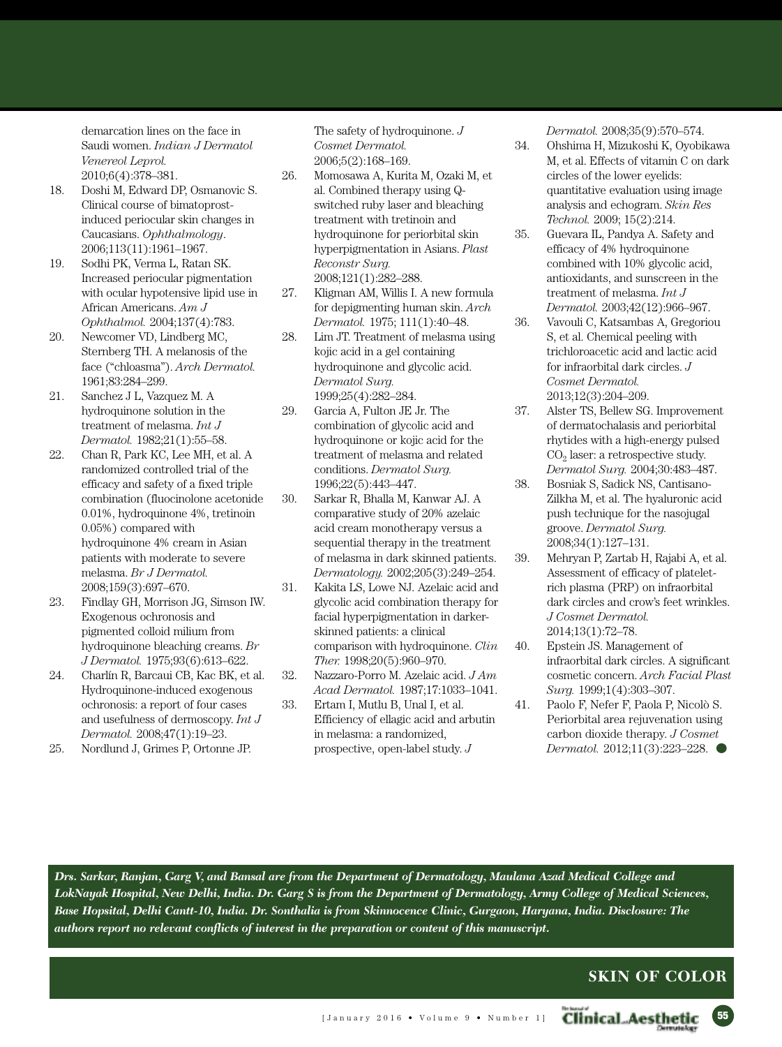demarcation lines on the face in Saudi women. *Indian J Dermatol Venereol Leprol.* 2010;6(4):378–381.

18. Doshi M, Edward DP, Osmanovic S. Clinical course of bimatoprost-induced periocular skin changes in Caucasians. *Ophthalmology.* 2006;113(11):1961–1967.
19. Sodhi PK, Verma L, Ratan SK. Increased periocular pigmentation with ocular hypotensive lipid use in African Americans. *Am J Ophthalmol.* 2004;137(4):783.
20. Newcomer VD, Lindberg MC, Sternberg TH. A melanosis of the face ("chloasma"). *Arch Dermatol.* 1961;83:284–299.
21. Sanchez J L, Vazquez M. A hydroquinone solution in the treatment of melasma. *Int J Dermatol.* 1982;21(1):55–58.
22. Chan R, Park KC, Lee MH, et al. A randomized controlled trial of the efficacy and safety of a fixed triple combination (fluocinolone acetonide 0.01%, hydroquinone 4%, tretinoin 0.05%) compared with hydroquinone 4% cream in Asian patients with moderate to severe melasma. *Br J Dermatol.* 2008;159(3):697–670.
23. Findlay GH, Morrison JG, Simson IW. Exogenous ochronosis and pigmented colloid milium from hydroquinone bleaching creams. *Br J Dermatol.* 1975;93(6):613–622.
24. Charlín R, Barcaui CB, Kac BK, et al. Hydroquinone-induced exogenous ochronosis: a report of four cases and usefulness of dermoscopy. *Int J Dermatol.* 2008;47(1):19–23.
25. Nordlund J, Grimes P, Ortonne JP. The safety of hydroquinone. *J Cosmet Dermatol.* 2006;5(2):168–169.
26. Momosawa A, Kurita M, Ozaki M, et al. Combined therapy using Q-switched ruby laser and bleaching treatment with tretinoin and hydroquinone for periorbital skin hyperpigmentation in Asians. *Plast Reconstr Surg.* 2008;121(1):282–288.
27. Kligman AM, Willis I. A new formula for depigmenting human skin. *Arch Dermatol.* 1975; 111(1):40–48.
28. Lim JT. Treatment of melasma using kojic acid in a gel containing hydroquinone and glycolic acid. *Dermatol Surg.* 1999;25(4):282–284.
29. Garcia A, Fulton JE Jr. The combination of glycolic acid and hydroquinone or kojic acid for the treatment of melasma and related conditions. *Dermatol Surg.* 1996;22(5):443–447.
30. Sarkar R, Bhalla M, Kanwar AJ. A comparative study of 20% azelaic acid cream monotherapy versus a sequential therapy in the treatment of melasma in dark skinned patients. *Dermatology.* 2002;205(3):249–254.
31. Kakita LS, Lowe NJ. Azelaic acid and glycolic acid combination therapy for facial hyperpigmentation in darker-skinned patients: a clinical comparison with hydroquinone. *Clin Ther.* 1998;20(5):960–970.
32. Nazzaro-Porro M. Azelaic acid. *J Am Acad Dermatol.* 1987;17:1033–1041.
33. Ertam I, Mutlu B, Unal I, et al. Efficiency of ellagic acid and arbutin in melasma: a randomized, prospective, open-label study. *J Dermatol.* 2008;35(9):570–574.
34. Ohshima H, Mizukoshi K, Oyobikawa M, et al. Effects of vitamin C on dark circles of the lower eyelids: quantitative evaluation using image analysis and echogram. *Skin Res Technol.* 2009; 15(2):214.
35. Guevara IL, Pandya A. Safety and efficacy of 4% hydroquinone combined with 10% glycolic acid, antioxidants, and sunscreen in the treatment of melasma. *Int J Dermatol.* 2003;42(12):966–967.
36. Vavouli C, Katsambas A, Gregoriou S, et al. Chemical peeling with trichloroacetic acid and lactic acid for infraorbital dark circles. *J Cosmet Dermatol.* 2013;12(3):204–209.
37. Alster TS, Bellew SG. Improvement of dermatochalasis and periorbital rhytides with a high-energy pulsed $CO_2$ laser: a retrospective study. *Dermatol Surg.* 2004;30:483–487.
38. Bosniak S, Sadick NS, Cantisano-Zilkha M, et al. The hyaluronic acid push technique for the nasojugal groove. *Dermatol Surg.* 2008;34(1):127–131.
39. Mehryan P, Zartab H, Rajabi A, et al. Assessment of efficacy of platelet-rich plasma (PRP) on infraorbital dark circles and crow's feet wrinkles. *J Cosmet Dermatol.* 2014;13(1):72–78.
40. Epstein JS. Management of infraorbital dark circles. A significant cosmetic concern. *Arch Facial Plast Surg.* 1999;1(4):303–307.
41. Paolo F, Nefer F, Paola P, Nicolò S. Periorbital area rejuvenation using carbon dioxide therapy. *J Cosmet Dermatol.* 2012;11(3):223–228.

***Drs. Sarkar, Ranjan, Garg V, and Bansal are from the Department of Dermatology, Maulana Azad Medical College and LokNayak Hospital, New Delhi, India. Dr. Garg S is from the Department of Dermatology, Army College of Medical Sciences, Base Hopsital, Delhi Cantt-10, India. Dr. Sonthalia is from Skinnocence Clinic, Gurgaon, Haryana, India. Disclosure: The authors report no relevant conflicts of interest in the preparation or content of this manuscript.***